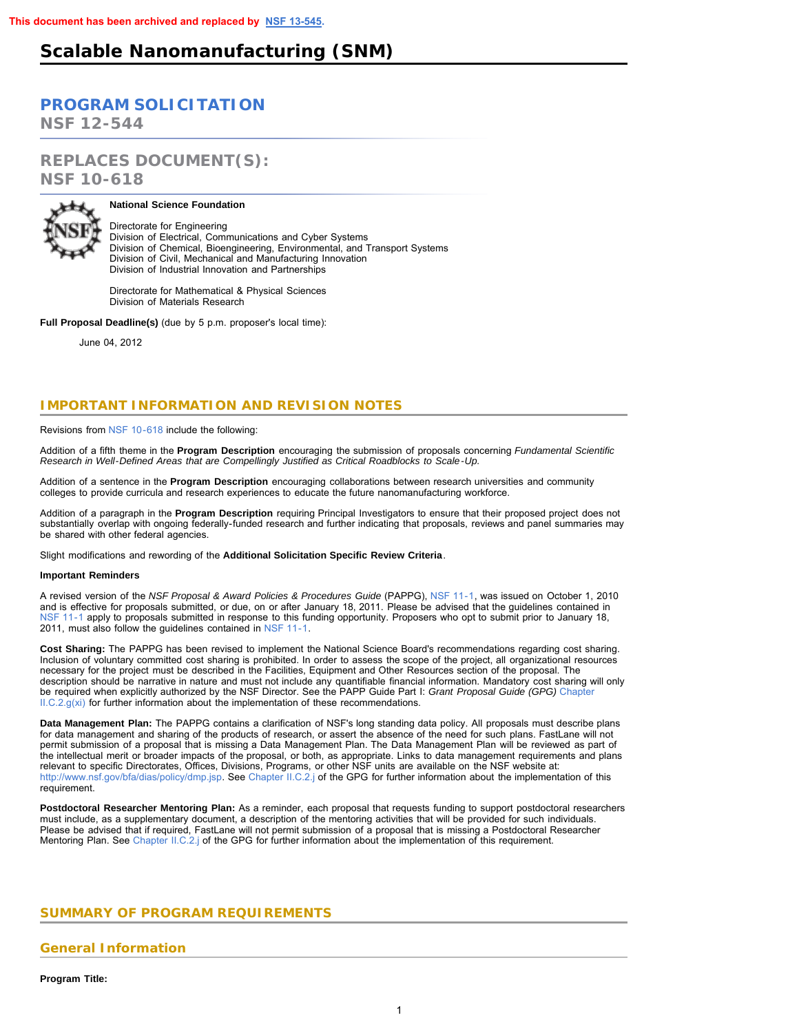**This document has been archived and replaced by NSF 13-545.**

# Scalable Nanomanufacturing (SNM)

## PROGRAM SOLICITATION
NSF 12-544

## REPLACES DOCUMENT(S):
NSF 10-618

**National Science Foundation**

Directorate for Engineering
Division of Electrical, Communications and Cyber Systems
Division of Chemical, Bioengineering, Environmental, and Transport Systems
Division of Civil, Mechanical and Manufacturing Innovation
Division of Industrial Innovation and Partnerships

Directorate for Mathematical & Physical Sciences
Division of Materials Research

**Full Proposal Deadline(s)** (due by 5 p.m. proposer's local time):

June 04, 2012

## IMPORTANT INFORMATION AND REVISION NOTES

Revisions from NSF 10-618 include the following:

Addition of a fifth theme in the **Program Description** encouraging the submission of proposals concerning *Fundamental Scientific Research in Well-Defined Areas that are Compellingly Justified as Critical Roadblocks to Scale-Up.*

Addition of a sentence in the **Program Description** encouraging collaborations between research universities and community colleges to provide curricula and research experiences to educate the future nanomanufacturing workforce.

Addition of a paragraph in the **Program Description** requiring Principal Investigators to ensure that their proposed project does not substantially overlap with ongoing federally-funded research and further indicating that proposals, reviews and panel summaries may be shared with other federal agencies.

Slight modifications and rewording of the **Additional Solicitation Specific Review Criteria**.

**Important Reminders**

A revised version of the *NSF Proposal & Award Policies & Procedures Guide* (PAPPG), NSF 11-1, was issued on October 1, 2010 and is effective for proposals submitted, or due, on or after January 18, 2011. Please be advised that the guidelines contained in NSF 11-1 apply to proposals submitted in response to this funding opportunity. Proposers who opt to submit prior to January 18, 2011, must also follow the guidelines contained in NSF 11-1.

**Cost Sharing:** The PAPPG has been revised to implement the National Science Board's recommendations regarding cost sharing. Inclusion of voluntary committed cost sharing is prohibited. In order to assess the scope of the project, all organizational resources necessary for the project must be described in the Facilities, Equipment and Other Resources section of the proposal. The description should be narrative in nature and must not include any quantifiable financial information. Mandatory cost sharing will only be required when explicitly authorized by the NSF Director. See the PAPP Guide Part I: *Grant Proposal Guide (GPG)* Chapter II.C.2.g(xi) for further information about the implementation of these recommendations.

**Data Management Plan:** The PAPPG contains a clarification of NSF's long standing data policy. All proposals must describe plans for data management and sharing of the products of research, or assert the absence of the need for such plans. FastLane will not permit submission of a proposal that is missing a Data Management Plan. The Data Management Plan will be reviewed as part of the intellectual merit or broader impacts of the proposal, or both, as appropriate. Links to data management requirements and plans relevant to specific Directorates, Offices, Divisions, Programs, or other NSF units are available on the NSF website at: http://www.nsf.gov/bfa/dias/policy/dmp.jsp. See Chapter II.C.2.j of the GPG for further information about the implementation of this requirement.

**Postdoctoral Researcher Mentoring Plan:** As a reminder, each proposal that requests funding to support postdoctoral researchers must include, as a supplementary document, a description of the mentoring activities that will be provided for such individuals. Please be advised that if required, FastLane will not permit submission of a proposal that is missing a Postdoctoral Researcher Mentoring Plan. See Chapter II.C.2.j of the GPG for further information about the implementation of this requirement.

## SUMMARY OF PROGRAM REQUIREMENTS

### General Information

**Program Title:**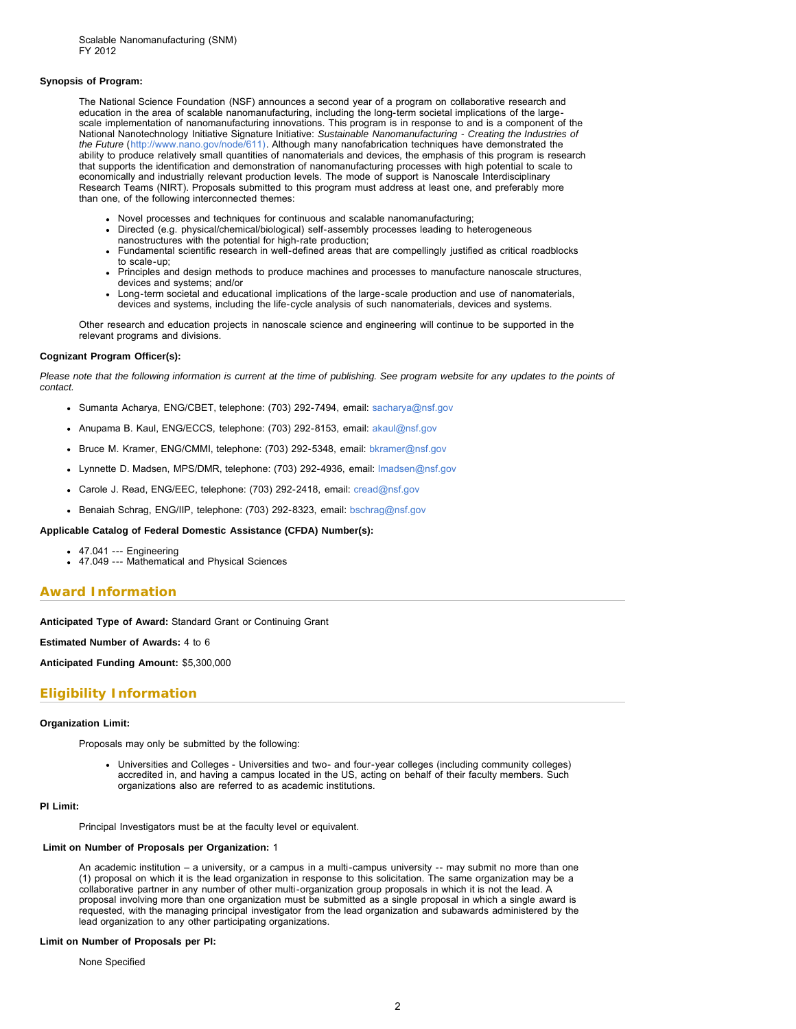Scalable Nanomanufacturing (SNM)
FY 2012

**Synopsis of Program:**

The National Science Foundation (NSF) announces a second year of a program on collaborative research and education in the area of scalable nanomanufacturing, including the long-term societal implications of the large-scale implementation of nanomanufacturing innovations. This program is in response to and is a component of the National Nanotechnology Initiative Signature Initiative: *Sustainable Nanomanufacturing - Creating the Industries of the Future* (http://www.nano.gov/node/611). Although many nanofabrication techniques have demonstrated the ability to produce relatively small quantities of nanomaterials and devices, the emphasis of this program is research that supports the identification and demonstration of nanomanufacturing processes with high potential to scale to economically and industrially relevant production levels. The mode of support is Nanoscale Interdisciplinary Research Teams (NIRT). Proposals submitted to this program must address at least one, and preferably more than one, of the following interconnected themes:

- Novel processes and techniques for continuous and scalable nanomanufacturing;
- Directed (e.g. physical/chemical/biological) self-assembly processes leading to heterogeneous nanostructures with the potential for high-rate production;
- Fundamental scientific research in well-defined areas that are compellingly justified as critical roadblocks to scale-up;
- Principles and design methods to produce machines and processes to manufacture nanoscale structures, devices and systems; and/or
- Long-term societal and educational implications of the large-scale production and use of nanomaterials, devices and systems, including the life-cycle analysis of such nanomaterials, devices and systems.

Other research and education projects in nanoscale science and engineering will continue to be supported in the relevant programs and divisions.

**Cognizant Program Officer(s):**

*Please note that the following information is current at the time of publishing. See program website for any updates to the points of contact.*

- Sumanta Acharya, ENG/CBET, telephone: (703) 292-7494, email: sacharya@nsf.gov
- Anupama B. Kaul, ENG/ECCS, telephone: (703) 292-8153, email: akaul@nsf.gov
- Bruce M. Kramer, ENG/CMMI, telephone: (703) 292-5348, email: bkramer@nsf.gov
- Lynnette D. Madsen, MPS/DMR, telephone: (703) 292-4936, email: lmadsen@nsf.gov
- Carole J. Read, ENG/EEC, telephone: (703) 292-2418, email: cread@nsf.gov
- Benaiah Schrag, ENG/IIP, telephone: (703) 292-8323, email: bschrag@nsf.gov

**Applicable Catalog of Federal Domestic Assistance (CFDA) Number(s):**

- 47.041 --- Engineering
- 47.049 --- Mathematical and Physical Sciences

## Award Information

**Anticipated Type of Award:** Standard Grant or Continuing Grant

**Estimated Number of Awards:** 4 to 6

**Anticipated Funding Amount:** $5,300,000

## Eligibility Information

**Organization Limit:**

Proposals may only be submitted by the following:

- Universities and Colleges - Universities and two- and four-year colleges (including community colleges) accredited in, and having a campus located in the US, acting on behalf of their faculty members. Such organizations also are referred to as academic institutions.

**PI Limit:**

Principal Investigators must be at the faculty level or equivalent.

**Limit on Number of Proposals per Organization:** 1

An academic institution – a university, or a campus in a multi-campus university -- may submit no more than one (1) proposal on which it is the lead organization in response to this solicitation. The same organization may be a collaborative partner in any number of other multi-organization group proposals in which it is not the lead. A proposal involving more than one organization must be submitted as a single proposal in which a single award is requested, with the managing principal investigator from the lead organization and subawards administered by the lead organization to any other participating organizations.

**Limit on Number of Proposals per PI:**

None Specified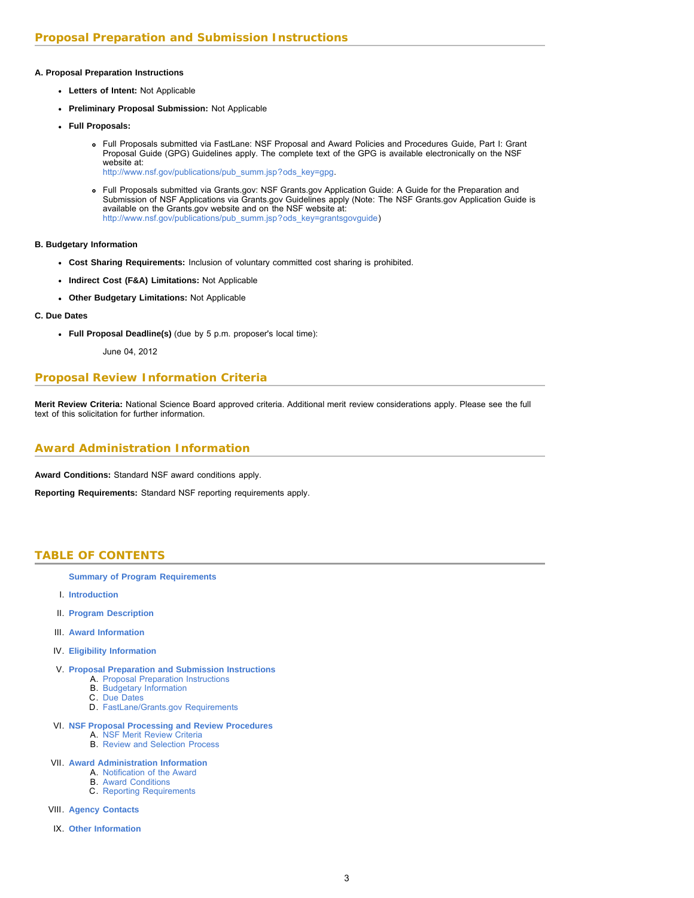## Proposal Preparation and Submission Instructions

**A. Proposal Preparation Instructions**

- **Letters of Intent:** Not Applicable
- **Preliminary Proposal Submission:** Not Applicable
- **Full Proposals:**
  - Full Proposals submitted via FastLane: NSF Proposal and Award Policies and Procedures Guide, Part I: Grant Proposal Guide (GPG) Guidelines apply. The complete text of the GPG is available electronically on the NSF website at: http://www.nsf.gov/publications/pub_summ.jsp?ods_key=gpg.
  - Full Proposals submitted via Grants.gov: NSF Grants.gov Application Guide: A Guide for the Preparation and Submission of NSF Applications via Grants.gov Guidelines apply (Note: The NSF Grants.gov Application Guide is available on the Grants.gov website and on the NSF website at: http://www.nsf.gov/publications/pub_summ.jsp?ods_key=grantsgovguide)

**B. Budgetary Information**

- **Cost Sharing Requirements:** Inclusion of voluntary committed cost sharing is prohibited.
- **Indirect Cost (F&A) Limitations:** Not Applicable
- **Other Budgetary Limitations:** Not Applicable

**C. Due Dates**

- **Full Proposal Deadline(s)** (due by 5 p.m. proposer's local time):

  June 04, 2012

## Proposal Review Information Criteria

**Merit Review Criteria:** National Science Board approved criteria. Additional merit review considerations apply. Please see the full text of this solicitation for further information.

## Award Administration Information

**Award Conditions:** Standard NSF award conditions apply.

**Reporting Requirements:** Standard NSF reporting requirements apply.

## TABLE OF CONTENTS

**Summary of Program Requirements**

I. **Introduction**

II. **Program Description**

III. **Award Information**

IV. **Eligibility Information**

V. **Proposal Preparation and Submission Instructions**
   - A. Proposal Preparation Instructions
   - B. Budgetary Information
   - C. Due Dates
   - D. FastLane/Grants.gov Requirements

VI. **NSF Proposal Processing and Review Procedures**
   - A. NSF Merit Review Criteria
   - B. Review and Selection Process

VII. **Award Administration Information**
   - A. Notification of the Award
   - B. Award Conditions
   - C. Reporting Requirements

VIII. **Agency Contacts**

IX. **Other Information**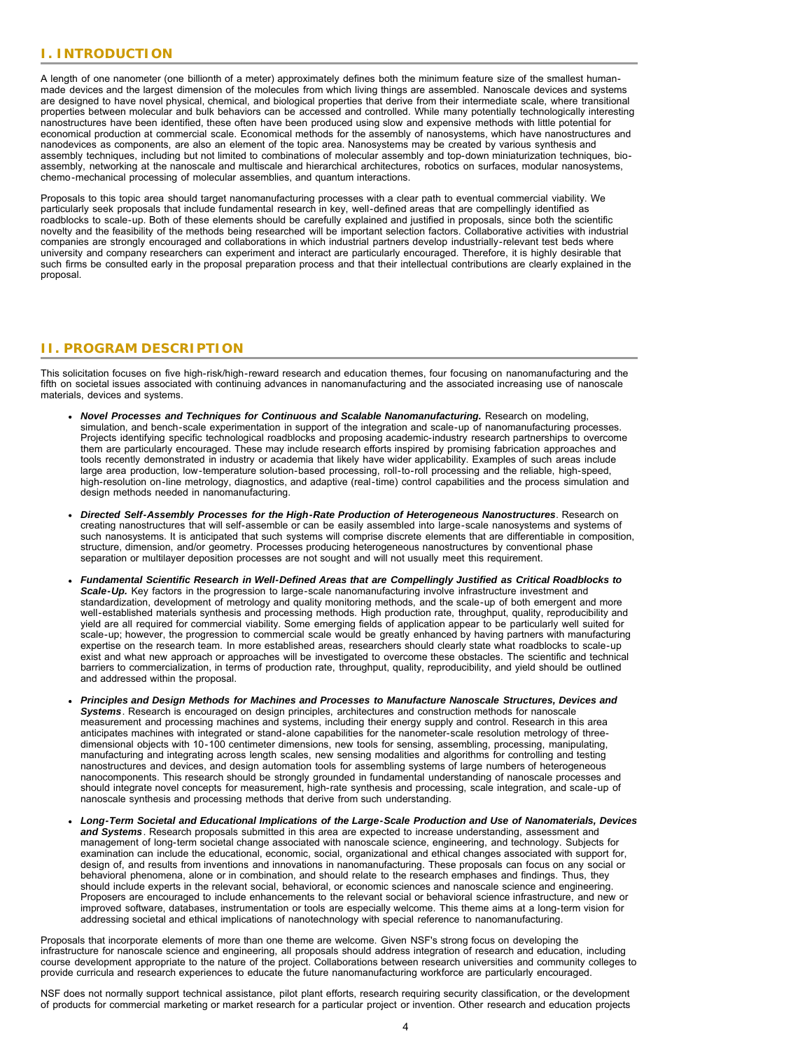## I. INTRODUCTION

A length of one nanometer (one billionth of a meter) approximately defines both the minimum feature size of the smallest human-made devices and the largest dimension of the molecules from which living things are assembled. Nanoscale devices and systems are designed to have novel physical, chemical, and biological properties that derive from their intermediate scale, where transitional properties between molecular and bulk behaviors can be accessed and controlled. While many potentially technologically interesting nanostructures have been identified, these often have been produced using slow and expensive methods with little potential for economical production at commercial scale. Economical methods for the assembly of nanosystems, which have nanostructures and nanodevices as components, are also an element of the topic area. Nanosystems may be created by various synthesis and assembly techniques, including but not limited to combinations of molecular assembly and top-down miniaturization techniques, bio-assembly, networking at the nanoscale and multiscale and hierarchical architectures, robotics on surfaces, modular nanosystems, chemo-mechanical processing of molecular assemblies, and quantum interactions.

Proposals to this topic area should target nanomanufacturing processes with a clear path to eventual commercial viability. We particularly seek proposals that include fundamental research in key, well-defined areas that are compellingly identified as roadblocks to scale-up. Both of these elements should be carefully explained and justified in proposals, since both the scientific novelty and the feasibility of the methods being researched will be important selection factors. Collaborative activities with industrial companies are strongly encouraged and collaborations in which industrial partners develop industrially-relevant test beds where university and company researchers can experiment and interact are particularly encouraged. Therefore, it is highly desirable that such firms be consulted early in the proposal preparation process and that their intellectual contributions are clearly explained in the proposal.

## II. PROGRAM DESCRIPTION

This solicitation focuses on five high-risk/high-reward research and education themes, four focusing on nanomanufacturing and the fifth on societal issues associated with continuing advances in nanomanufacturing and the associated increasing use of nanoscale materials, devices and systems.

- ***Novel Processes and Techniques for Continuous and Scalable Nanomanufacturing.*** Research on modeling, simulation, and bench-scale experimentation in support of the integration and scale-up of nanomanufacturing processes. Projects identifying specific technological roadblocks and proposing academic-industry research partnerships to overcome them are particularly encouraged. These may include research efforts inspired by promising fabrication approaches and tools recently demonstrated in industry or academia that likely have wider applicability. Examples of such areas include large area production, low-temperature solution-based processing, roll-to-roll processing and the reliable, high-speed, high-resolution on-line metrology, diagnostics, and adaptive (real-time) control capabilities and the process simulation and design methods needed in nanomanufacturing.
- ***Directed Self-Assembly Processes for the High-Rate Production of Heterogeneous Nanostructures***. Research on creating nanostructures that will self-assemble or can be easily assembled into large-scale nanosystems and systems of such nanosystems. It is anticipated that such systems will comprise discrete elements that are differentiable in composition, structure, dimension, and/or geometry. Processes producing heterogeneous nanostructures by conventional phase separation or multilayer deposition processes are not sought and will not usually meet this requirement.
- ***Fundamental Scientific Research in Well-Defined Areas that are Compellingly Justified as Critical Roadblocks to Scale-Up.*** Key factors in the progression to large-scale nanomanufacturing involve infrastructure investment and standardization, development of metrology and quality monitoring methods, and the scale-up of both emergent and more well-established materials synthesis and processing methods. High production rate, throughput, quality, reproducibility and yield are all required for commercial viability. Some emerging fields of application appear to be particularly well suited for scale-up; however, the progression to commercial scale would be greatly enhanced by having partners with manufacturing expertise on the research team. In more established areas, researchers should clearly state what roadblocks to scale-up exist and what new approach or approaches will be investigated to overcome these obstacles. The scientific and technical barriers to commercialization, in terms of production rate, throughput, quality, reproducibility, and yield should be outlined and addressed within the proposal.
- ***Principles and Design Methods for Machines and Processes to Manufacture Nanoscale Structures, Devices and Systems***. Research is encouraged on design principles, architectures and construction methods for nanoscale measurement and processing machines and systems, including their energy supply and control. Research in this area anticipates machines with integrated or stand-alone capabilities for the nanometer-scale resolution metrology of three-dimensional objects with 10-100 centimeter dimensions, new tools for sensing, assembling, processing, manipulating, manufacturing and integrating across length scales, new sensing modalities and algorithms for controlling and testing nanostructures and devices, and design automation tools for assembling systems of large numbers of heterogeneous nanocomponents. This research should be strongly grounded in fundamental understanding of nanoscale processes and should integrate novel concepts for measurement, high-rate synthesis and processing, scale integration, and scale-up of nanoscale synthesis and processing methods that derive from such understanding.
- ***Long-Term Societal and Educational Implications of the Large-Scale Production and Use of Nanomaterials, Devices and Systems***. Research proposals submitted in this area are expected to increase understanding, assessment and management of long-term societal change associated with nanoscale science, engineering, and technology. Subjects for examination can include the educational, economic, social, organizational and ethical changes associated with support for, design of, and results from inventions and innovations in nanomanufacturing. These proposals can focus on any social or behavioral phenomena, alone or in combination, and should relate to the research emphases and findings. Thus, they should include experts in the relevant social, behavioral, or economic sciences and nanoscale science and engineering. Proposers are encouraged to include enhancements to the relevant social or behavioral science infrastructure, and new or improved software, databases, instrumentation or tools are especially welcome. This theme aims at a long-term vision for addressing societal and ethical implications of nanotechnology with special reference to nanomanufacturing.

Proposals that incorporate elements of more than one theme are welcome. Given NSF's strong focus on developing the infrastructure for nanoscale science and engineering, all proposals should address integration of research and education, including course development appropriate to the nature of the project. Collaborations between research universities and community colleges to provide curricula and research experiences to educate the future nanomanufacturing workforce are particularly encouraged.

NSF does not normally support technical assistance, pilot plant efforts, research requiring security classification, or the development of products for commercial marketing or market research for a particular project or invention. Other research and education projects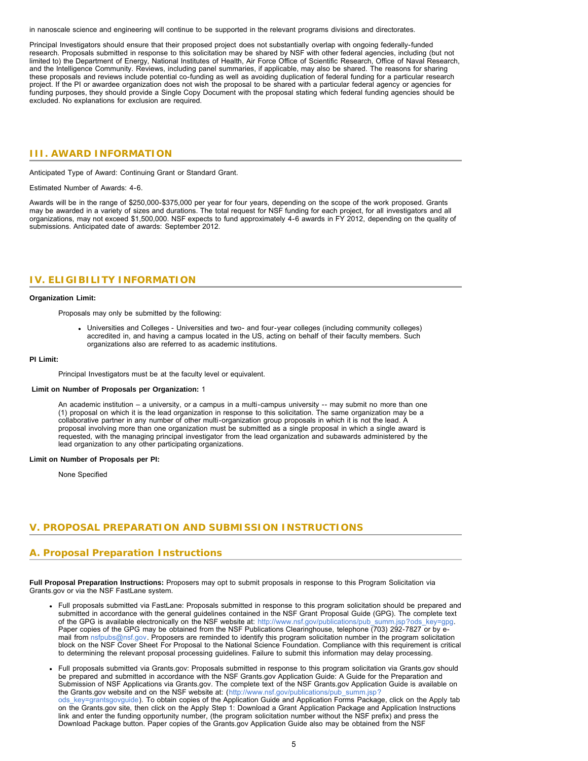in nanoscale science and engineering will continue to be supported in the relevant programs divisions and directorates.

Principal Investigators should ensure that their proposed project does not substantially overlap with ongoing federally-funded research. Proposals submitted in response to this solicitation may be shared by NSF with other federal agencies, including (but not limited to) the Department of Energy, National Institutes of Health, Air Force Office of Scientific Research, Office of Naval Research, and the Intelligence Community. Reviews, including panel summaries, if applicable, may also be shared. The reasons for sharing these proposals and reviews include potential co-funding as well as avoiding duplication of federal funding for a particular research project. If the PI or awardee organization does not wish the proposal to be shared with a particular federal agency or agencies for funding purposes, they should provide a Single Copy Document with the proposal stating which federal funding agencies should be excluded. No explanations for exclusion are required.

## III. AWARD INFORMATION

Anticipated Type of Award: Continuing Grant or Standard Grant.

Estimated Number of Awards: 4-6.

Awards will be in the range of $250,000-$375,000 per year for four years, depending on the scope of the work proposed. Grants may be awarded in a variety of sizes and durations. The total request for NSF funding for each project, for all investigators and all organizations, may not exceed $1,500,000. NSF expects to fund approximately 4-6 awards in FY 2012, depending on the quality of submissions. Anticipated date of awards: September 2012.

## IV. ELIGIBILITY INFORMATION

**Organization Limit:**

Proposals may only be submitted by the following:

- Universities and Colleges - Universities and two- and four-year colleges (including community colleges) accredited in, and having a campus located in the US, acting on behalf of their faculty members. Such organizations also are referred to as academic institutions.

**PI Limit:**

Principal Investigators must be at the faculty level or equivalent.

**Limit on Number of Proposals per Organization:** 1

An academic institution – a university, or a campus in a multi-campus university -- may submit no more than one (1) proposal on which it is the lead organization in response to this solicitation. The same organization may be a collaborative partner in any number of other multi-organization group proposals in which it is not the lead. A proposal involving more than one organization must be submitted as a single proposal in which a single award is requested, with the managing principal investigator from the lead organization and subawards administered by the lead organization to any other participating organizations.

**Limit on Number of Proposals per PI:**

None Specified

## V. PROPOSAL PREPARATION AND SUBMISSION INSTRUCTIONS

## A. Proposal Preparation Instructions

**Full Proposal Preparation Instructions:** Proposers may opt to submit proposals in response to this Program Solicitation via Grants.gov or via the NSF FastLane system.

- Full proposals submitted via FastLane: Proposals submitted in response to this program solicitation should be prepared and submitted in accordance with the general guidelines contained in the NSF Grant Proposal Guide (GPG). The complete text of the GPG is available electronically on the NSF website at: http://www.nsf.gov/publications/pub_summ.jsp?ods_key=gpg. Paper copies of the GPG may be obtained from the NSF Publications Clearinghouse, telephone (703) 292-7827 or by e-mail from nsfpubs@nsf.gov. Proposers are reminded to identify this program solicitation number in the program solicitation block on the NSF Cover Sheet For Proposal to the National Science Foundation. Compliance with this requirement is critical to determining the relevant proposal processing guidelines. Failure to submit this information may delay processing.

- Full proposals submitted via Grants.gov: Proposals submitted in response to this program solicitation via Grants.gov should be prepared and submitted in accordance with the NSF Grants.gov Application Guide: A Guide for the Preparation and Submission of NSF Applications via Grants.gov. The complete text of the NSF Grants.gov Application Guide is available on the Grants.gov website and on the NSF website at: (http://www.nsf.gov/publications/pub_summ.jsp?ods_key=grantsgovguide). To obtain copies of the Application Guide and Application Forms Package, click on the Apply tab on the Grants.gov site, then click on the Apply Step 1: Download a Grant Application Package and Application Instructions link and enter the funding opportunity number, (the program solicitation number without the NSF prefix) and press the Download Package button. Paper copies of the Grants.gov Application Guide also may be obtained from the NSF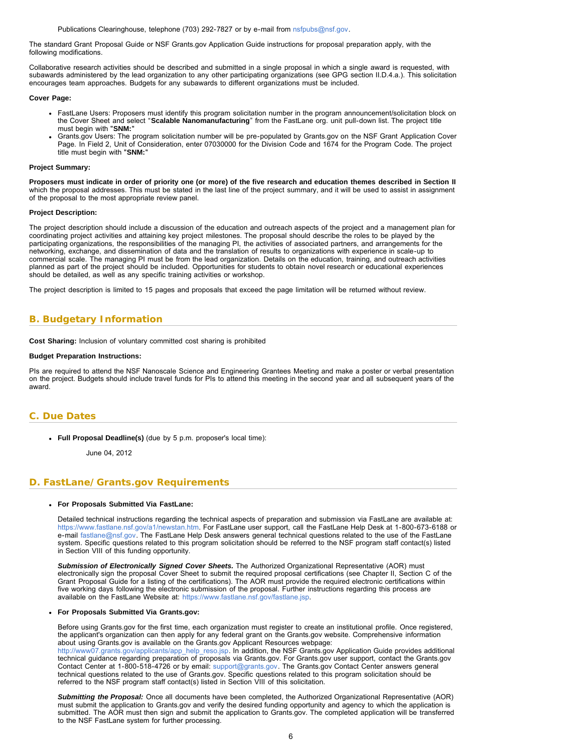Publications Clearinghouse, telephone (703) 292-7827 or by e-mail from nsfpubs@nsf.gov.

The standard Grant Proposal Guide or NSF Grants.gov Application Guide instructions for proposal preparation apply, with the following modifications.

Collaborative research activities should be described and submitted in a single proposal in which a single award is requested, with subawards administered by the lead organization to any other participating organizations (see GPG section II.D.4.a.). This solicitation encourages team approaches. Budgets for any subawards to different organizations must be included.

**Cover Page:**

- FastLane Users: Proposers must identify this program solicitation number in the program announcement/solicitation block on the Cover Sheet and select "**Scalable Nanomanufacturing**" from the FastLane org. unit pull-down list. The project title must begin with "**SNM:**"
- Grants.gov Users: The program solicitation number will be pre-populated by Grants.gov on the NSF Grant Application Cover Page. In Field 2, Unit of Consideration, enter 07030000 for the Division Code and 1674 for the Program Code. The project title must begin with "**SNM:**"

**Project Summary:**

**Proposers must indicate in order of priority one (or more) of the five research and education themes described in Section II** which the proposal addresses. This must be stated in the last line of the project summary, and it will be used to assist in assignment of the proposal to the most appropriate review panel.

**Project Description:**

The project description should include a discussion of the education and outreach aspects of the project and a management plan for coordinating project activities and attaining key project milestones. The proposal should describe the roles to be played by the participating organizations, the responsibilities of the managing PI, the activities of associated partners, and arrangements for the networking, exchange, and dissemination of data and the translation of results to organizations with experience in scale-up to commercial scale. The managing PI must be from the lead organization. Details on the education, training, and outreach activities planned as part of the project should be included. Opportunities for students to obtain novel research or educational experiences should be detailed, as well as any specific training activities or workshop.

The project description is limited to 15 pages and proposals that exceed the page limitation will be returned without review.

## B. Budgetary Information

**Cost Sharing:** Inclusion of voluntary committed cost sharing is prohibited

**Budget Preparation Instructions:**

PIs are required to attend the NSF Nanoscale Science and Engineering Grantees Meeting and make a poster or verbal presentation on the project. Budgets should include travel funds for PIs to attend this meeting in the second year and all subsequent years of the award.

## C. Due Dates

- **Full Proposal Deadline(s)** (due by 5 p.m. proposer's local time):

  June 04, 2012

## D. FastLane/Grants.gov Requirements

- **For Proposals Submitted Via FastLane:**

  Detailed technical instructions regarding the technical aspects of preparation and submission via FastLane are available at: https://www.fastlane.nsf.gov/a1/newstan.htm. For FastLane user support, call the FastLane Help Desk at 1-800-673-6188 or e-mail fastlane@nsf.gov. The FastLane Help Desk answers general technical questions related to the use of the FastLane system. Specific questions related to this program solicitation should be referred to the NSF program staff contact(s) listed in Section VIII of this funding opportunity.

  ***Submission of Electronically Signed Cover Sheets.*** The Authorized Organizational Representative (AOR) must electronically sign the proposal Cover Sheet to submit the required proposal certifications (see Chapter II, Section C of the Grant Proposal Guide for a listing of the certifications). The AOR must provide the required electronic certifications within five working days following the electronic submission of the proposal. Further instructions regarding this process are available on the FastLane Website at: https://www.fastlane.nsf.gov/fastlane.jsp.

- **For Proposals Submitted Via Grants.gov:**

  Before using Grants.gov for the first time, each organization must register to create an institutional profile. Once registered, the applicant's organization can then apply for any federal grant on the Grants.gov website. Comprehensive information about using Grants.gov is available on the Grants.gov Applicant Resources webpage: http://www07.grants.gov/applicants/app_help_reso.jsp. In addition, the NSF Grants.gov Application Guide provides additional technical guidance regarding preparation of proposals via Grants.gov. For Grants.gov user support, contact the Grants.gov Contact Center at 1-800-518-4726 or by email: support@grants.gov. The Grants.gov Contact Center answers general technical questions related to the use of Grants.gov. Specific questions related to this program solicitation should be referred to the NSF program staff contact(s) listed in Section VIII of this solicitation.

  ***Submitting the Proposal:*** Once all documents have been completed, the Authorized Organizational Representative (AOR) must submit the application to Grants.gov and verify the desired funding opportunity and agency to which the application is submitted. The AOR must then sign and submit the application to Grants.gov. The completed application will be transferred to the NSF FastLane system for further processing.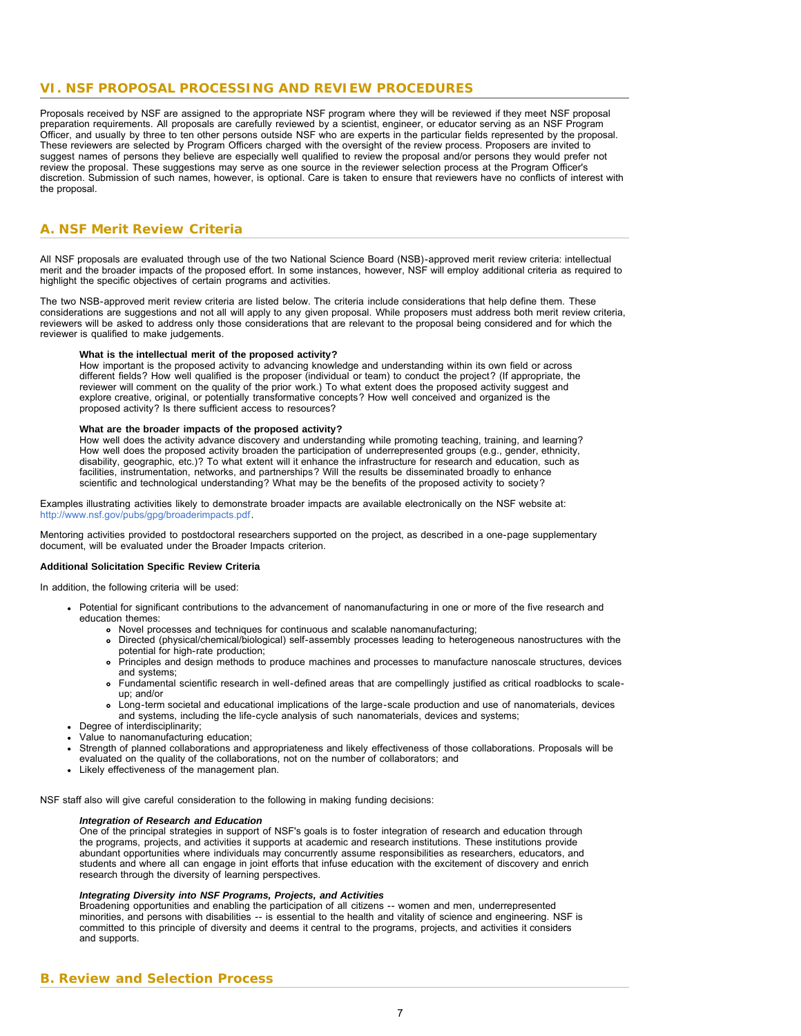## VI. NSF PROPOSAL PROCESSING AND REVIEW PROCEDURES

Proposals received by NSF are assigned to the appropriate NSF program where they will be reviewed if they meet NSF proposal preparation requirements. All proposals are carefully reviewed by a scientist, engineer, or educator serving as an NSF Program Officer, and usually by three to ten other persons outside NSF who are experts in the particular fields represented by the proposal. These reviewers are selected by Program Officers charged with the oversight of the review process. Proposers are invited to suggest names of persons they believe are especially well qualified to review the proposal and/or persons they would prefer not review the proposal. These suggestions may serve as one source in the reviewer selection process at the Program Officer's discretion. Submission of such names, however, is optional. Care is taken to ensure that reviewers have no conflicts of interest with the proposal.

### A. NSF Merit Review Criteria

All NSF proposals are evaluated through use of the two National Science Board (NSB)-approved merit review criteria: intellectual merit and the broader impacts of the proposed effort. In some instances, however, NSF will employ additional criteria as required to highlight the specific objectives of certain programs and activities.

The two NSB-approved merit review criteria are listed below. The criteria include considerations that help define them. These considerations are suggestions and not all will apply to any given proposal. While proposers must address both merit review criteria, reviewers will be asked to address only those considerations that are relevant to the proposal being considered and for which the reviewer is qualified to make judgements.

> **What is the intellectual merit of the proposed activity?**
> How important is the proposed activity to advancing knowledge and understanding within its own field or across different fields? How well qualified is the proposer (individual or team) to conduct the project? (If appropriate, the reviewer will comment on the quality of the prior work.) To what extent does the proposed activity suggest and explore creative, original, or potentially transformative concepts? How well conceived and organized is the proposed activity? Is there sufficient access to resources?
>
> **What are the broader impacts of the proposed activity?**
> How well does the activity advance discovery and understanding while promoting teaching, training, and learning? How well does the proposed activity broaden the participation of underrepresented groups (e.g., gender, ethnicity, disability, geographic, etc.)? To what extent will it enhance the infrastructure for research and education, such as facilities, instrumentation, networks, and partnerships? Will the results be disseminated broadly to enhance scientific and technological understanding? What may be the benefits of the proposed activity to society?

Examples illustrating activities likely to demonstrate broader impacts are available electronically on the NSF website at: http://www.nsf.gov/pubs/gpg/broaderimpacts.pdf.

Mentoring activities provided to postdoctoral researchers supported on the project, as described in a one-page supplementary document, will be evaluated under the Broader Impacts criterion.

**Additional Solicitation Specific Review Criteria**

In addition, the following criteria will be used:

- Potential for significant contributions to the advancement of nanomanufacturing in one or more of the five research and education themes:
  - Novel processes and techniques for continuous and scalable nanomanufacturing;
  - Directed (physical/chemical/biological) self-assembly processes leading to heterogeneous nanostructures with the potential for high-rate production;
  - Principles and design methods to produce machines and processes to manufacture nanoscale structures, devices and systems;
  - Fundamental scientific research in well-defined areas that are compellingly justified as critical roadblocks to scale-up; and/or
  - Long-term societal and educational implications of the large-scale production and use of nanomaterials, devices and systems, including the life-cycle analysis of such nanomaterials, devices and systems;
- Degree of interdisciplinarity;
- Value to nanomanufacturing education;
- Strength of planned collaborations and appropriateness and likely effectiveness of those collaborations. Proposals will be evaluated on the quality of the collaborations, not on the number of collaborators; and
- Likely effectiveness of the management plan.

NSF staff also will give careful consideration to the following in making funding decisions:

> ***Integration of Research and Education***
> One of the principal strategies in support of NSF's goals is to foster integration of research and education through the programs, projects, and activities it supports at academic and research institutions. These institutions provide abundant opportunities where individuals may concurrently assume responsibilities as researchers, educators, and students and where all can engage in joint efforts that infuse education with the excitement of discovery and enrich research through the diversity of learning perspectives.
>
> ***Integrating Diversity into NSF Programs, Projects, and Activities***
> Broadening opportunities and enabling the participation of all citizens -- women and men, underrepresented minorities, and persons with disabilities -- is essential to the health and vitality of science and engineering. NSF is committed to this principle of diversity and deems it central to the programs, projects, and activities it considers and supports.

### B. Review and Selection Process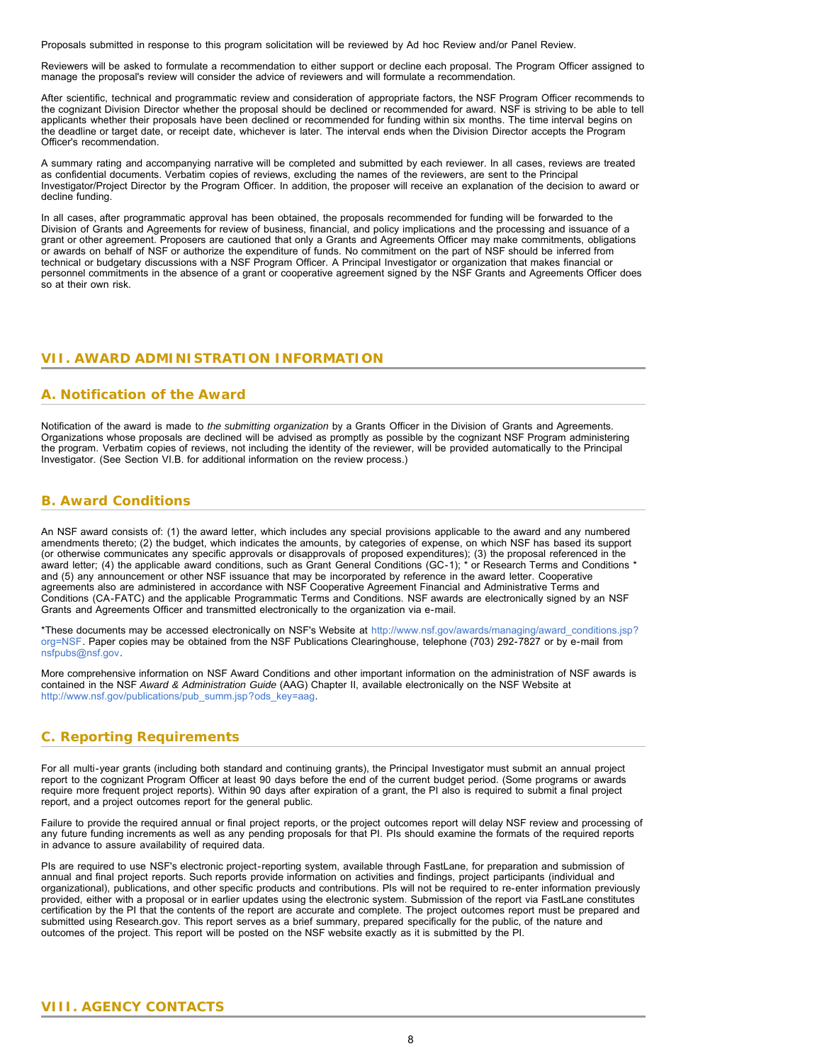Proposals submitted in response to this program solicitation will be reviewed by Ad hoc Review and/or Panel Review.

Reviewers will be asked to formulate a recommendation to either support or decline each proposal. The Program Officer assigned to manage the proposal's review will consider the advice of reviewers and will formulate a recommendation.

After scientific, technical and programmatic review and consideration of appropriate factors, the NSF Program Officer recommends to the cognizant Division Director whether the proposal should be declined or recommended for award. NSF is striving to be able to tell applicants whether their proposals have been declined or recommended for funding within six months. The time interval begins on the deadline or target date, or receipt date, whichever is later. The interval ends when the Division Director accepts the Program Officer's recommendation.

A summary rating and accompanying narrative will be completed and submitted by each reviewer. In all cases, reviews are treated as confidential documents. Verbatim copies of reviews, excluding the names of the reviewers, are sent to the Principal Investigator/Project Director by the Program Officer. In addition, the proposer will receive an explanation of the decision to award or decline funding.

In all cases, after programmatic approval has been obtained, the proposals recommended for funding will be forwarded to the Division of Grants and Agreements for review of business, financial, and policy implications and the processing and issuance of a grant or other agreement. Proposers are cautioned that only a Grants and Agreements Officer may make commitments, obligations or awards on behalf of NSF or authorize the expenditure of funds. No commitment on the part of NSF should be inferred from technical or budgetary discussions with a NSF Program Officer. A Principal Investigator or organization that makes financial or personnel commitments in the absence of a grant or cooperative agreement signed by the NSF Grants and Agreements Officer does so at their own risk.

## VII. AWARD ADMINISTRATION INFORMATION

### A. Notification of the Award

Notification of the award is made to *the submitting organization* by a Grants Officer in the Division of Grants and Agreements. Organizations whose proposals are declined will be advised as promptly as possible by the cognizant NSF Program administering the program. Verbatim copies of reviews, not including the identity of the reviewer, will be provided automatically to the Principal Investigator. (See Section VI.B. for additional information on the review process.)

### B. Award Conditions

An NSF award consists of: (1) the award letter, which includes any special provisions applicable to the award and any numbered amendments thereto; (2) the budget, which indicates the amounts, by categories of expense, on which NSF has based its support (or otherwise communicates any specific approvals or disapprovals of proposed expenditures); (3) the proposal referenced in the award letter; (4) the applicable award conditions, such as Grant General Conditions (GC-1); * or Research Terms and Conditions * and (5) any announcement or other NSF issuance that may be incorporated by reference in the award letter. Cooperative agreements also are administered in accordance with NSF Cooperative Agreement Financial and Administrative Terms and Conditions (CA-FATC) and the applicable Programmatic Terms and Conditions. NSF awards are electronically signed by an NSF Grants and Agreements Officer and transmitted electronically to the organization via e-mail.

*These documents may be accessed electronically on NSF's Website at http://www.nsf.gov/awards/managing/award_conditions.jsp?org=NSF. Paper copies may be obtained from the NSF Publications Clearinghouse, telephone (703) 292-7827 or by e-mail from nsfpubs@nsf.gov.

More comprehensive information on NSF Award Conditions and other important information on the administration of NSF awards is contained in the NSF *Award & Administration Guide* (AAG) Chapter II, available electronically on the NSF Website at http://www.nsf.gov/publications/pub_summ.jsp?ods_key=aag.

### C. Reporting Requirements

For all multi-year grants (including both standard and continuing grants), the Principal Investigator must submit an annual project report to the cognizant Program Officer at least 90 days before the end of the current budget period. (Some programs or awards require more frequent project reports). Within 90 days after expiration of a grant, the PI also is required to submit a final project report, and a project outcomes report for the general public.

Failure to provide the required annual or final project reports, or the project outcomes report will delay NSF review and processing of any future funding increments as well as any pending proposals for that PI. PIs should examine the formats of the required reports in advance to assure availability of required data.

PIs are required to use NSF's electronic project-reporting system, available through FastLane, for preparation and submission of annual and final project reports. Such reports provide information on activities and findings, project participants (individual and organizational), publications, and other specific products and contributions. PIs will not be required to re-enter information previously provided, either with a proposal or in earlier updates using the electronic system. Submission of the report via FastLane constitutes certification by the PI that the contents of the report are accurate and complete. The project outcomes report must be prepared and submitted using Research.gov. This report serves as a brief summary, prepared specifically for the public, of the nature and outcomes of the project. This report will be posted on the NSF website exactly as it is submitted by the PI.

## VIII. AGENCY CONTACTS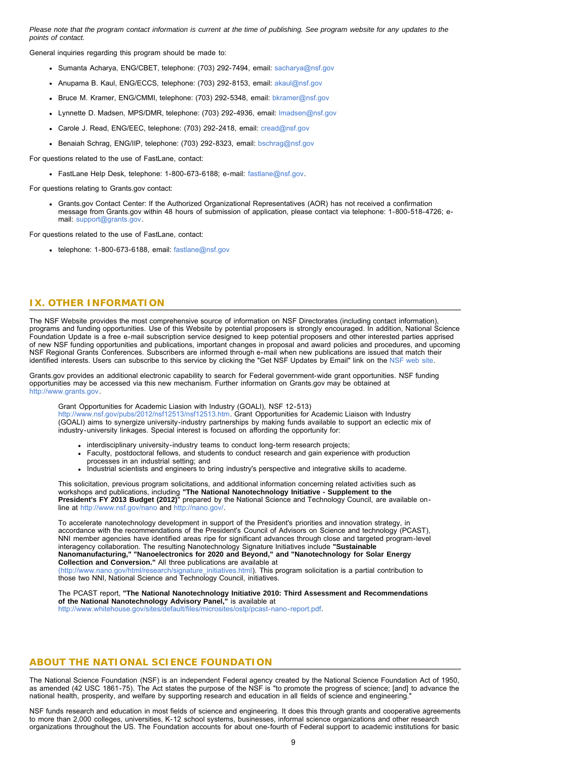*Please note that the program contact information is current at the time of publishing. See program website for any updates to the points of contact.*

General inquiries regarding this program should be made to:

- Sumanta Acharya, ENG/CBET, telephone: (703) 292-7494, email: sacharya@nsf.gov
- Anupama B. Kaul, ENG/ECCS, telephone: (703) 292-8153, email: akaul@nsf.gov
- Bruce M. Kramer, ENG/CMMI, telephone: (703) 292-5348, email: bkramer@nsf.gov
- Lynnette D. Madsen, MPS/DMR, telephone: (703) 292-4936, email: lmadsen@nsf.gov
- Carole J. Read, ENG/EEC, telephone: (703) 292-2418, email: cread@nsf.gov
- Benaiah Schrag, ENG/IIP, telephone: (703) 292-8323, email: bschrag@nsf.gov

For questions related to the use of FastLane, contact:

- FastLane Help Desk, telephone: 1-800-673-6188; e-mail: fastlane@nsf.gov.

For questions relating to Grants.gov contact:

- Grants.gov Contact Center: If the Authorized Organizational Representatives (AOR) has not received a confirmation message from Grants.gov within 48 hours of submission of application, please contact via telephone: 1-800-518-4726; e-mail: support@grants.gov.

For questions related to the use of FastLane, contact:

- telephone: 1-800-673-6188, email: fastlane@nsf.gov

## IX. OTHER INFORMATION

The NSF Website provides the most comprehensive source of information on NSF Directorates (including contact information), programs and funding opportunities. Use of this Website by potential proposers is strongly encouraged. In addition, National Science Foundation Update is a free e-mail subscription service designed to keep potential proposers and other interested parties apprised of new NSF funding opportunities and publications, important changes in proposal and award policies and procedures, and upcoming NSF Regional Grants Conferences. Subscribers are informed through e-mail when new publications are issued that match their identified interests. Users can subscribe to this service by clicking the "Get NSF Updates by Email" link on the NSF web site.

Grants.gov provides an additional electronic capability to search for Federal government-wide grant opportunities. NSF funding opportunities may be accessed via this new mechanism. Further information on Grants.gov may be obtained at http://www.grants.gov.

Grant Opportunities for Academic Liasion with Industry (GOALI), NSF 12-513)
http://www.nsf.gov/pubs/2012/nsf12513/nsf12513.htm. Grant Opportunities for Academic Liaison with Industry (GOALI) aims to synergize university-industry partnerships by making funds available to support an eclectic mix of industry-university linkages. Special interest is focused on affording the opportunity for:

- interdisciplinary university-industry teams to conduct long-term research projects;
- Faculty, postdoctoral fellows, and students to conduct research and gain experience with production processes in an industrial setting; and
- Industrial scientists and engineers to bring industry's perspective and integrative skills to academe.

This solicitation, previous program solicitations, and additional information concerning related activities such as workshops and publications, including **"The National Nanotechnology Initiative - Supplement to the President's FY 2013 Budget (2012)**" prepared by the National Science and Technology Council, are available on-line at http://www.nsf.gov/nano and http://nano.gov/.

To accelerate nanotechnology development in support of the President's priorities and innovation strategy, in accordance with the recommendations of the President's Council of Advisors on Science and technology (PCAST), NNI member agencies have identified areas ripe for significant advances through close and targeted program-level interagency collaboration. The resulting Nanotechnology Signature Initiatives include **"Sustainable Nanomanufacturing," "Nanoelectronics for 2020 and Beyond," and "Nanotechnology for Solar Energy Collection and Conversion."** All three publications are available at (http://www.nano.gov/html/research/signature_initiatives.html). This program solicitation is a partial contribution to those two NNI, National Science and Technology Council, initiatives.

The PCAST report, **"The National Nanotechnology Initiative 2010: Third Assessment and Recommendations of the National Nanotechnology Advisory Panel,"** is available at http://www.whitehouse.gov/sites/default/files/microsites/ostp/pcast-nano-report.pdf.

## ABOUT THE NATIONAL SCIENCE FOUNDATION

The National Science Foundation (NSF) is an independent Federal agency created by the National Science Foundation Act of 1950, as amended (42 USC 1861-75). The Act states the purpose of the NSF is "to promote the progress of science; [and] to advance the national health, prosperity, and welfare by supporting research and education in all fields of science and engineering."

NSF funds research and education in most fields of science and engineering. It does this through grants and cooperative agreements to more than 2,000 colleges, universities, K-12 school systems, businesses, informal science organizations and other research organizations throughout the US. The Foundation accounts for about one-fourth of Federal support to academic institutions for basic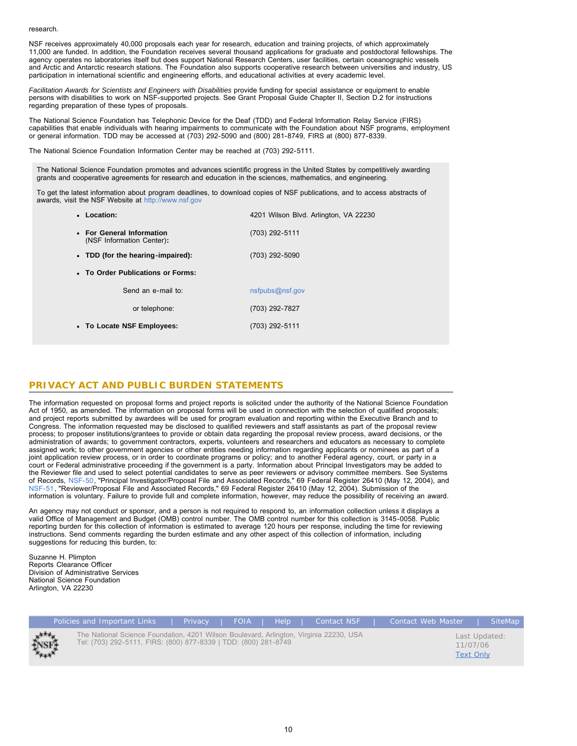research.

NSF receives approximately 40,000 proposals each year for research, education and training projects, of which approximately 11,000 are funded. In addition, the Foundation receives several thousand applications for graduate and postdoctoral fellowships. The agency operates no laboratories itself but does support National Research Centers, user facilities, certain oceanographic vessels and Arctic and Antarctic research stations. The Foundation also supports cooperative research between universities and industry, US participation in international scientific and engineering efforts, and educational activities at every academic level.

*Facilitation Awards for Scientists and Engineers with Disabilities* provide funding for special assistance or equipment to enable persons with disabilities to work on NSF-supported projects. See Grant Proposal Guide Chapter II, Section D.2 for instructions regarding preparation of these types of proposals.

The National Science Foundation has Telephonic Device for the Deaf (TDD) and Federal Information Relay Service (FIRS) capabilities that enable individuals with hearing impairments to communicate with the Foundation about NSF programs, employment or general information. TDD may be accessed at (703) 292-5090 and (800) 281-8749, FIRS at (800) 877-8339.

The National Science Foundation Information Center may be reached at (703) 292-5111.

The National Science Foundation promotes and advances scientific progress in the United States by competitively awarding grants and cooperative agreements for research and education in the sciences, mathematics, and engineering.

To get the latest information about program deadlines, to download copies of NSF publications, and to access abstracts of awards, visit the NSF Website at http://www.nsf.gov

| | |
|---|---|
| • **Location:** | 4201 Wilson Blvd. Arlington, VA 22230 |
| • **For General Information** (NSF Information Center)**:** | (703) 292-5111 |
| • **TDD (for the hearing-impaired):** | (703) 292-5090 |
| • **To Order Publications or Forms:** | |
| Send an e-mail to: | nsfpubs@nsf.gov |
| or telephone: | (703) 292-7827 |
| • **To Locate NSF Employees:** | (703) 292-5111 |

## PRIVACY ACT AND PUBLIC BURDEN STATEMENTS

The information requested on proposal forms and project reports is solicited under the authority of the National Science Foundation Act of 1950, as amended. The information on proposal forms will be used in connection with the selection of qualified proposals; and project reports submitted by awardees will be used for program evaluation and reporting within the Executive Branch and to Congress. The information requested may be disclosed to qualified reviewers and staff assistants as part of the proposal review process; to proposer institutions/grantees to provide or obtain data regarding the proposal review process, award decisions, or the administration of awards; to government contractors, experts, volunteers and researchers and educators as necessary to complete assigned work; to other government agencies or other entities needing information regarding applicants or nominees as part of a joint application review process, or in order to coordinate programs or policy; and to another Federal agency, court, or party in a court or Federal administrative proceeding if the government is a party. Information about Principal Investigators may be added to the Reviewer file and used to select potential candidates to serve as peer reviewers or advisory committee members. See Systems of Records, NSF-50, "Principal Investigator/Proposal File and Associated Records," 69 Federal Register 26410 (May 12, 2004), and NSF-51, "Reviewer/Proposal File and Associated Records," 69 Federal Register 26410 (May 12, 2004). Submission of the information is voluntary. Failure to provide full and complete information, however, may reduce the possibility of receiving an award.

An agency may not conduct or sponsor, and a person is not required to respond to, an information collection unless it displays a valid Office of Management and Budget (OMB) control number. The OMB control number for this collection is 3145-0058. Public reporting burden for this collection of information is estimated to average 120 hours per response, including the time for reviewing instructions. Send comments regarding the burden estimate and any other aspect of this collection of information, including suggestions for reducing this burden, to:

Suzanne H. Plimpton
Reports Clearance Officer
Division of Administrative Services
National Science Foundation
Arlington, VA 22230

Policies and Important Links | Privacy | FOIA | Help | Contact NSF | Contact Web Master | SiteMap

The National Science Foundation, 4201 Wilson Boulevard, Arlington, Virginia 22230, USA
Tel: (703) 292-5111, FIRS: (800) 877-8339 | TDD: (800) 281-8749

Last Updated: 11/07/06
Text Only